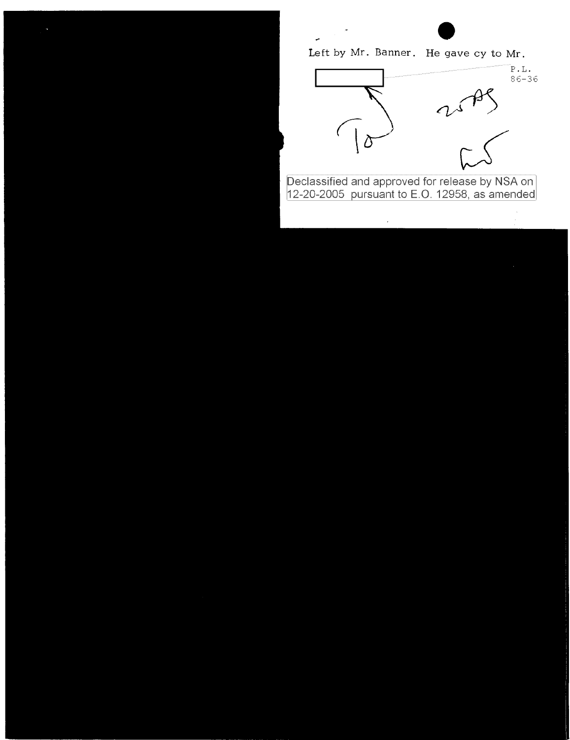Left by Mr. Banner. He gave cy to Mr. [redacted]

P.L. 86-36

To

25 AS

Declassified and approved for release by NSA on 12-20-2005 pursuant to E.O. 12958, as amended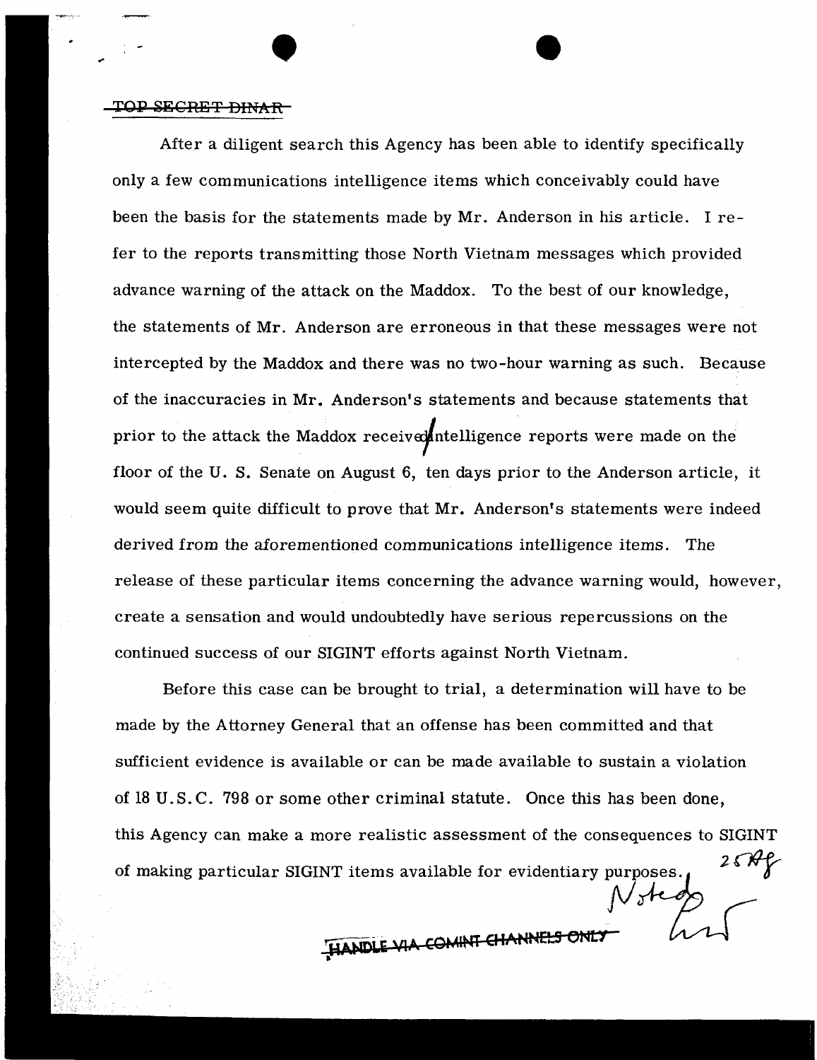~~TOP SECRET DINAR~~

After a diligent search this Agency has been able to identify specifically only a few communications intelligence items which conceivably could have been the basis for the statements made by Mr. Anderson in his article. I refer to the reports transmitting those North Vietnam messages which provided advance warning of the attack on the Maddox. To the best of our knowledge, the statements of Mr. Anderson are erroneous in that these messages were not intercepted by the Maddox and there was no two-hour warning as such. Because of the inaccuracies in Mr. Anderson's statements and because statements that prior to the attack the Maddox received intelligence reports were made on the floor of the U. S. Senate on August 6, ten days prior to the Anderson article, it would seem quite difficult to prove that Mr. Anderson's statements were indeed derived from the aforementioned communications intelligence items. The release of these particular items concerning the advance warning would, however, create a sensation and would undoubtedly have serious repercussions on the continued success of our SIGINT efforts against North Vietnam.

Before this case can be brought to trial, a determination will have to be made by the Attorney General that an offense has been committed and that sufficient evidence is available or can be made available to sustain a violation of 18 U.S.C. 798 or some other criminal statute. Once this has been done, this Agency can make a more realistic assessment of the consequences to SIGINT of making particular SIGINT items available for evidentiary purposes.

25 Ag
Noted
LWS

~~HANDLE VIA COMINT CHANNELS ONLY~~